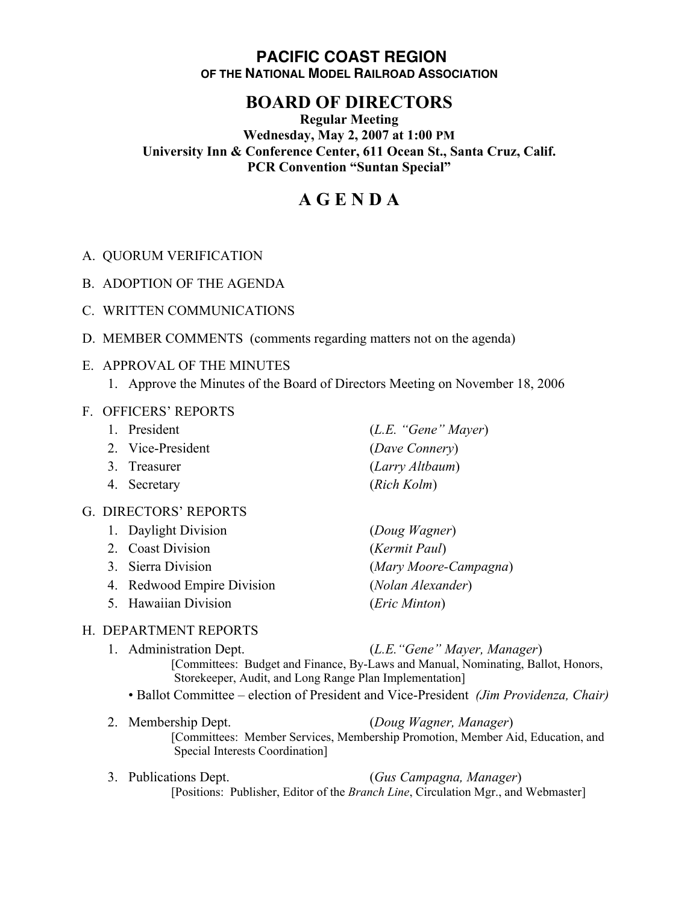# PACIFIC COAST REGION

**OF THE NATIONAL MODEL RAILROAD ASSOCIATION**

## BOARD OF DIRECTORS

**Regular Meeting**
**Wednesday, May 2, 2007 at 1:00 PM**
**University Inn & Conference Center, 611 Ocean St., Santa Cruz, Calif.**
**PCR Convention "Suntan Special"**

# A G E N D A

A. QUORUM VERIFICATION

B. ADOPTION OF THE AGENDA

C. WRITTEN COMMUNICATIONS

D. MEMBER COMMENTS (comments regarding matters not on the agenda)

E. APPROVAL OF THE MINUTES

1. Approve the Minutes of the Board of Directors Meeting on November 18, 2006

F. OFFICERS' REPORTS

1. President (*L.E. "Gene" Mayer*)
2. Vice-President (*Dave Connery*)
3. Treasurer (*Larry Altbaum*)
4. Secretary (*Rich Kolm*)

G. DIRECTORS' REPORTS

1. Daylight Division (*Doug Wagner*)
2. Coast Division (*Kermit Paul*)
3. Sierra Division (*Mary Moore-Campagna*)
4. Redwood Empire Division (*Nolan Alexander*)
5. Hawaiian Division (*Eric Minton*)

H. DEPARTMENT REPORTS

1. Administration Dept. (*L.E."Gene" Mayer, Manager*)
   [Committees: Budget and Finance, By-Laws and Manual, Nominating, Ballot, Honors, Storekeeper, Audit, and Long Range Plan Implementation]
   - Ballot Committee – election of President and Vice-President *(Jim Providenza, Chair)*
2. Membership Dept. (*Doug Wagner, Manager*)
   [Committees: Member Services, Membership Promotion, Member Aid, Education, and Special Interests Coordination]
3. Publications Dept. (*Gus Campagna, Manager*)
   [Positions: Publisher, Editor of the *Branch Line*, Circulation Mgr., and Webmaster]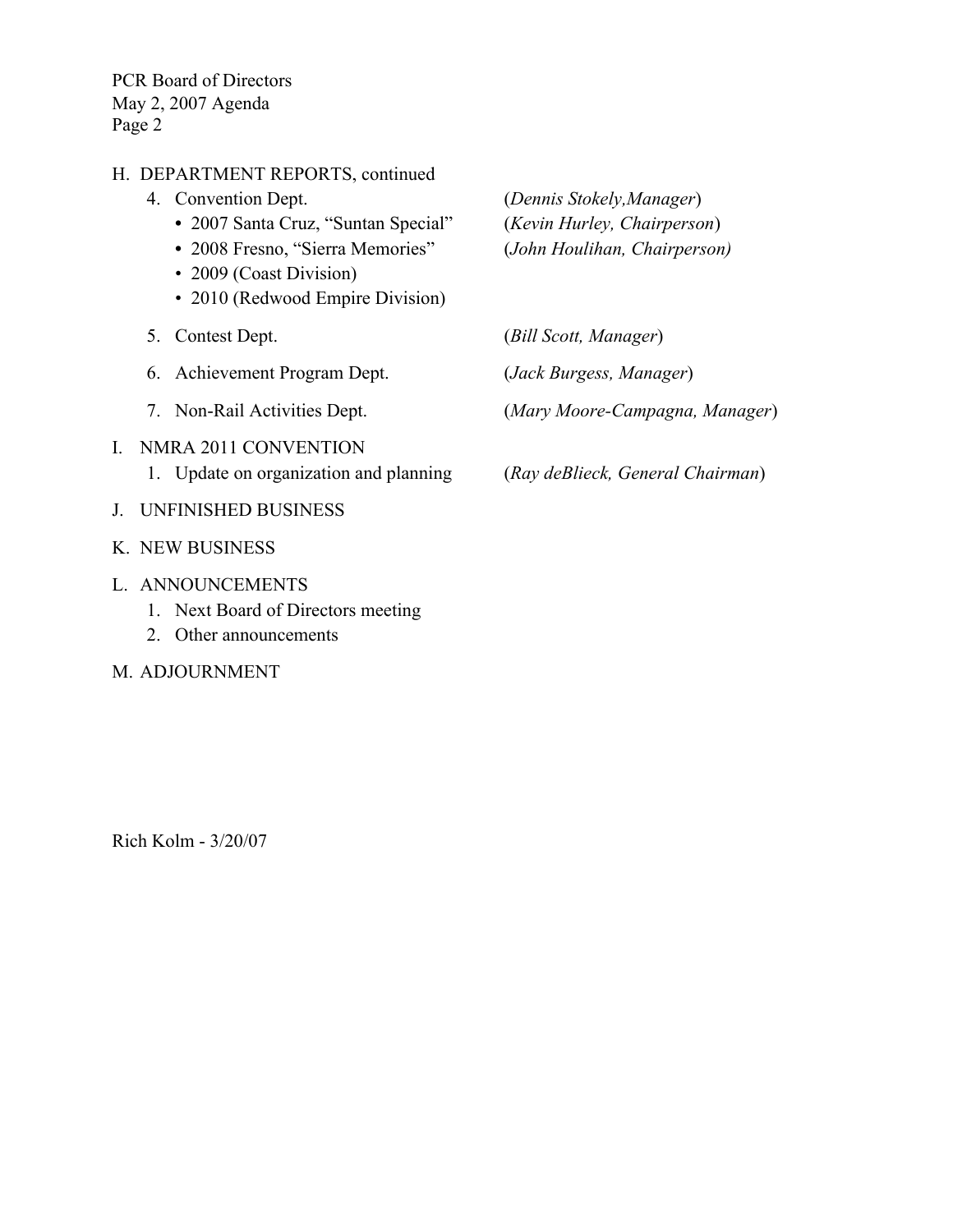H. DEPARTMENT REPORTS, continued

4. Convention Dept. (*Dennis Stokely,Manager*)
   - 2007 Santa Cruz, "Suntan Special" (*Kevin Hurley, Chairperson*)
   - 2008 Fresno, "Sierra Memories" (*John Houlihan, Chairperson)*
   - 2009 (Coast Division)
   - 2010 (Redwood Empire Division)
5. Contest Dept. (*Bill Scott, Manager*)
6. Achievement Program Dept. (*Jack Burgess, Manager*)
7. Non-Rail Activities Dept. (*Mary Moore-Campagna, Manager*)

I. NMRA 2011 CONVENTION

1. Update on organization and planning (*Ray deBlieck, General Chairman*)

J. UNFINISHED BUSINESS

K. NEW BUSINESS

L. ANNOUNCEMENTS

1. Next Board of Directors meeting
2. Other announcements

M. ADJOURNMENT

Rich Kolm - 3/20/07